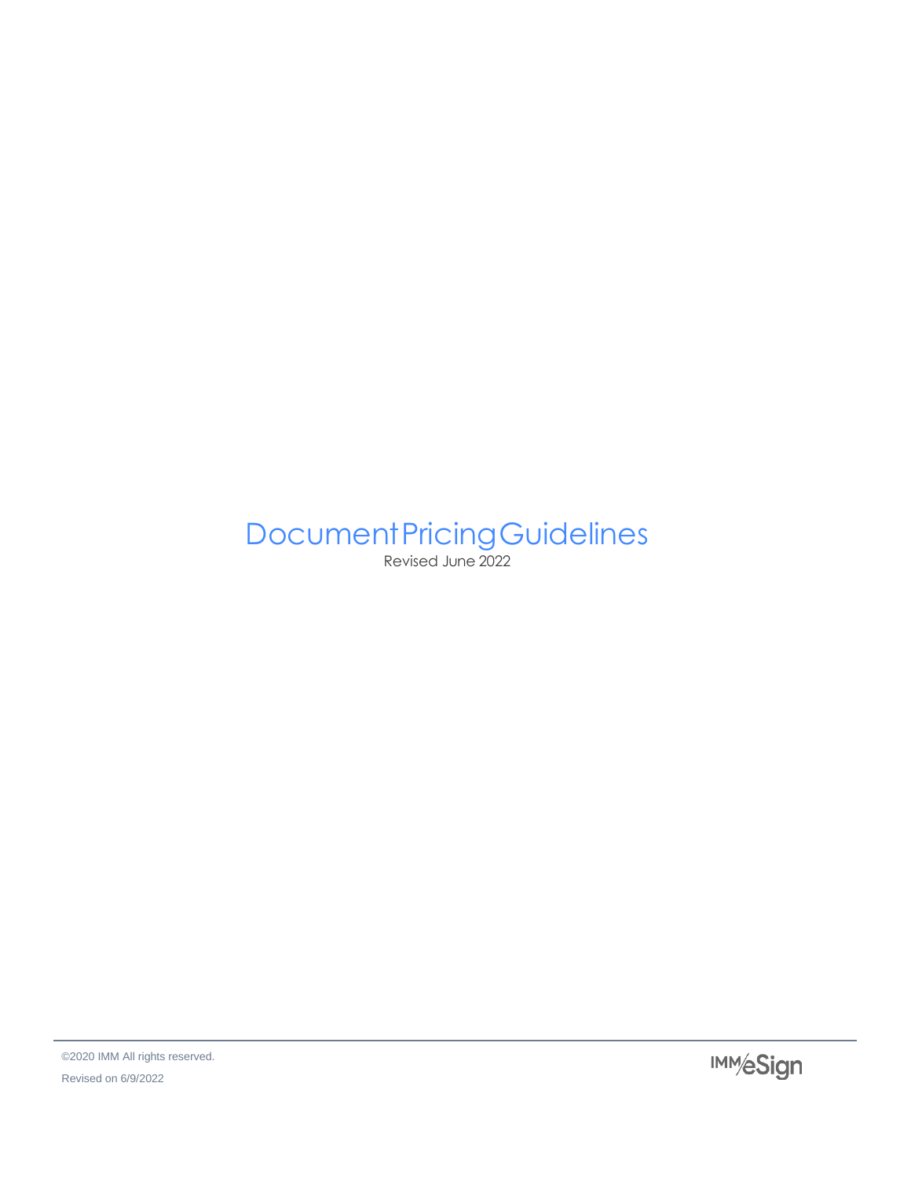# Document Pricing Guidelines

Revised June 2022

©2020 IMM All rights reserved.

Revised on 6/9/2022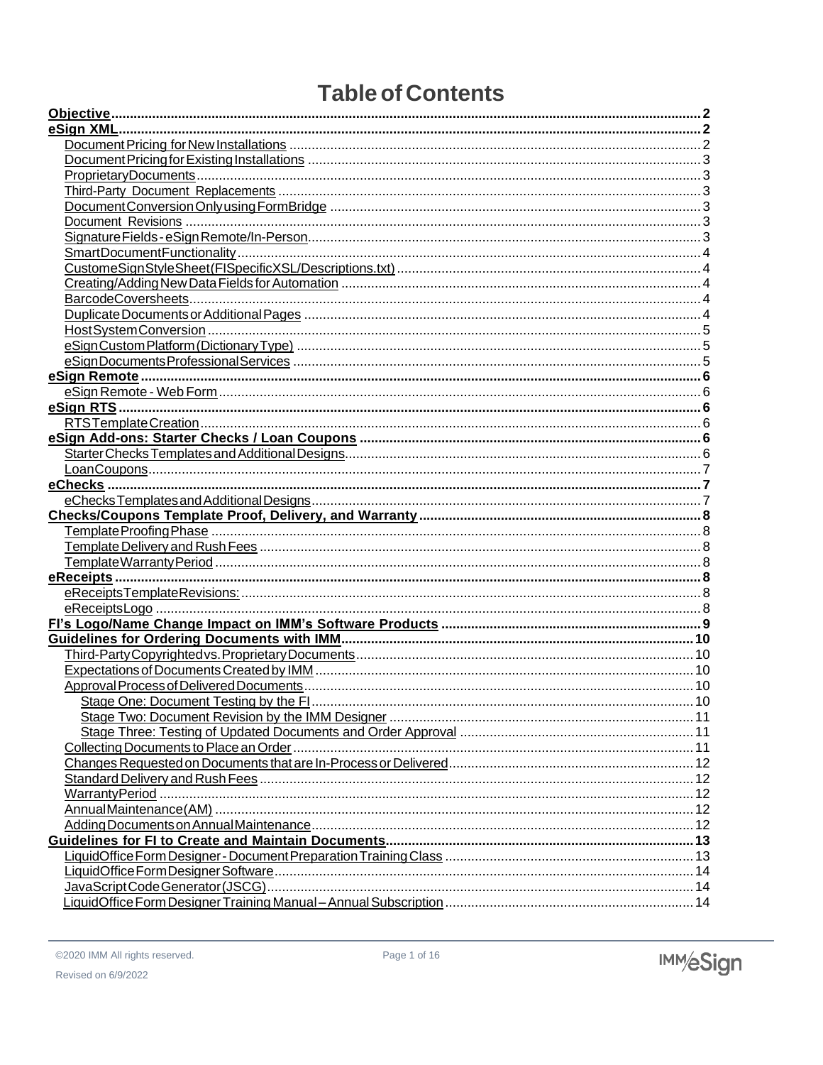# Table of Contents

- Objective .......... 2
- eSign XML .......... 2
  - Document Pricing for New Installations .......... 2
  - Document Pricing for Existing Installations .......... 3
  - Proprietary Documents .......... 3
  - Third-Party Document Replacements .......... 3
  - Document Conversion Only using FormBridge .......... 3
  - Document Revisions .......... 3
  - Signature Fields - eSign Remote/In-Person .......... 3
  - Smart Document Functionality .......... 4
  - Custom eSign StyleSheet (FI Specific XSL/Descriptions.txt) .......... 4
  - Creating/Adding New Data Fields for Automation .......... 4
  - Barcode Coversheets .......... 4
  - Duplicate Documents or Additional Pages .......... 4
  - Host System Conversion .......... 5
  - eSign Custom Platform (Dictionary Type) .......... 5
  - eSign Documents Professional Services .......... 5
- eSign Remote .......... 6
  - eSign Remote - Web Form .......... 6
- eSign RTS .......... 6
  - RTS Template Creation .......... 6
- eSign Add-ons: Starter Checks / Loan Coupons .......... 6
  - Starter Checks Templates and Additional Designs .......... 6
  - Loan Coupons .......... 7
- eChecks .......... 7
  - eChecks Templates and Additional Designs .......... 7
- Checks/Coupons Template Proof, Delivery, and Warranty .......... 8
  - Template Proofing Phase .......... 8
  - Template Delivery and Rush Fees .......... 8
  - Template Warranty Period .......... 8
- eReceipts .......... 8
  - eReceipts Template Revisions: .......... 8
  - eReceipts Logo .......... 8
- FI's Logo/Name Change Impact on IMM's Software Products .......... 9
- Guidelines for Ordering Documents with IMM .......... 10
  - Third-Party Copyrighted vs. Proprietary Documents .......... 10
  - Expectations of Documents Created by IMM .......... 10
  - Approval Process of Delivered Documents .......... 10
    - Stage One: Document Testing by the FI .......... 10
    - Stage Two: Document Revision by the IMM Designer .......... 11
    - Stage Three: Testing of Updated Documents and Order Approval .......... 11
  - Collecting Documents to Place an Order .......... 11
  - Changes Requested on Documents that are In-Process or Delivered .......... 12
  - Standard Delivery and Rush Fees .......... 12
  - Warranty Period .......... 12
  - Annual Maintenance (AM) .......... 12
  - Adding Documents on Annual Maintenance .......... 12
- Guidelines for FI to Create and Maintain Documents .......... 13
  - LiquidOffice Form Designer - Document Preparation Training Class .......... 13
  - LiquidOffice Form Designer Software .......... 14
  - JavaScript Code Generator (JSCG) .......... 14
  - LiquidOffice Form Designer Training Manual – Annual Subscription .......... 14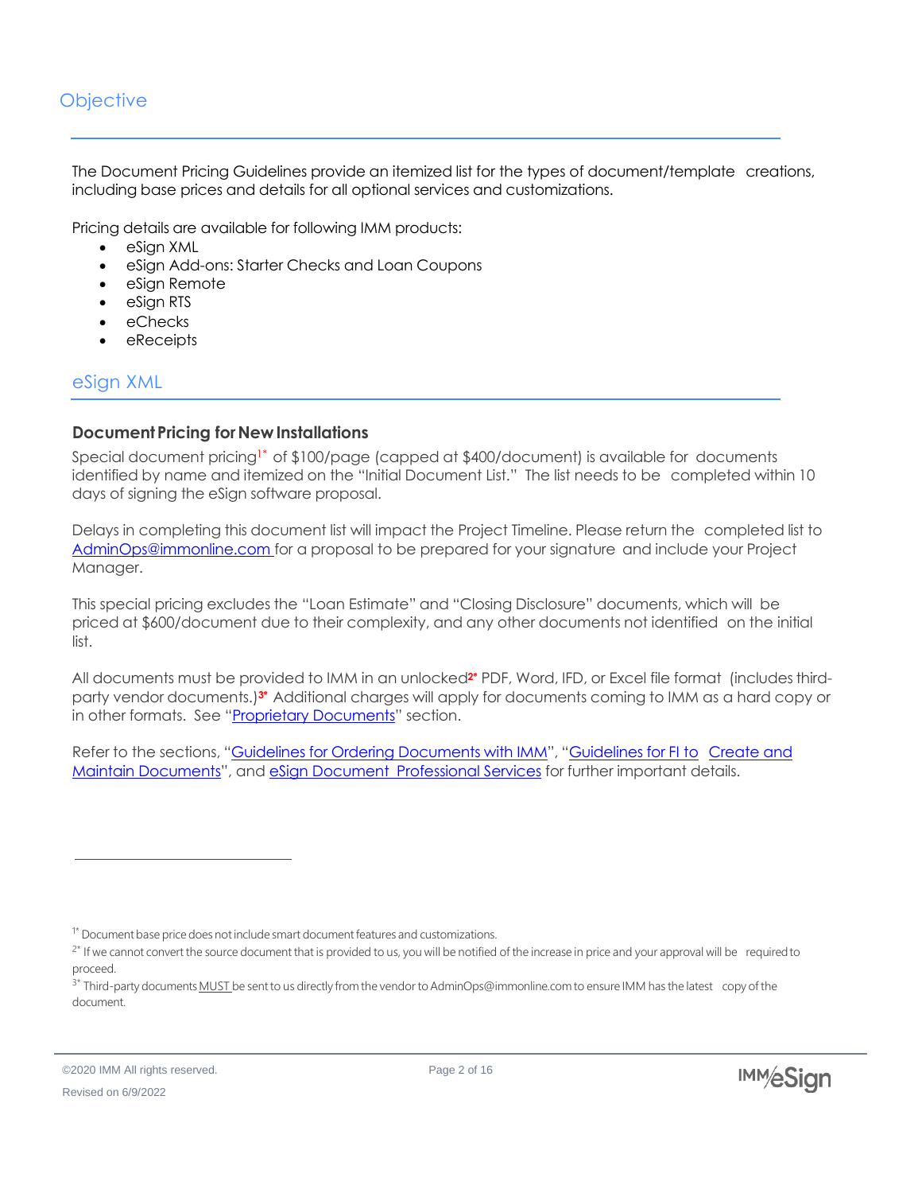## Objective

The Document Pricing Guidelines provide an itemized list for the types of document/template creations, including base prices and details for all optional services and customizations.

Pricing details are available for following IMM products:

- eSign XML
- eSign Add-ons: Starter Checks and Loan Coupons
- eSign Remote
- eSign RTS
- eChecks
- eReceipts

## eSign XML

### Document Pricing for New Installations

Special document pricing[1*] of $100/page (capped at $400/document) is available for documents identified by name and itemized on the "Initial Document List." The list needs to be completed within 10 days of signing the eSign software proposal.

Delays in completing this document list will impact the Project Timeline. Please return the completed list to AdminOps@immonline.com for a proposal to be prepared for your signature and include your Project Manager.

This special pricing excludes the "Loan Estimate" and "Closing Disclosure" documents, which will be priced at $600/document due to their complexity, and any other documents not identified on the initial list.

All documents must be provided to IMM in an unlocked[2*] PDF, Word, IFD, or Excel file format (includes third-party vendor documents.)[3*] Additional charges will apply for documents coming to IMM as a hard copy or in other formats. See "Proprietary Documents" section.

Refer to the sections, "Guidelines for Ordering Documents with IMM", "Guidelines for FI to Create and Maintain Documents", and eSign Document Professional Services for further important details.

---

[1*] Document base price does not include smart document features and customizations.

[2*] If we cannot convert the source document that is provided to us, you will be notified of the increase in price and your approval will be required to proceed.

[3*] Third-party documents MUST be sent to us directly from the vendor to AdminOps@immonline.com to ensure IMM has the latest copy of the document.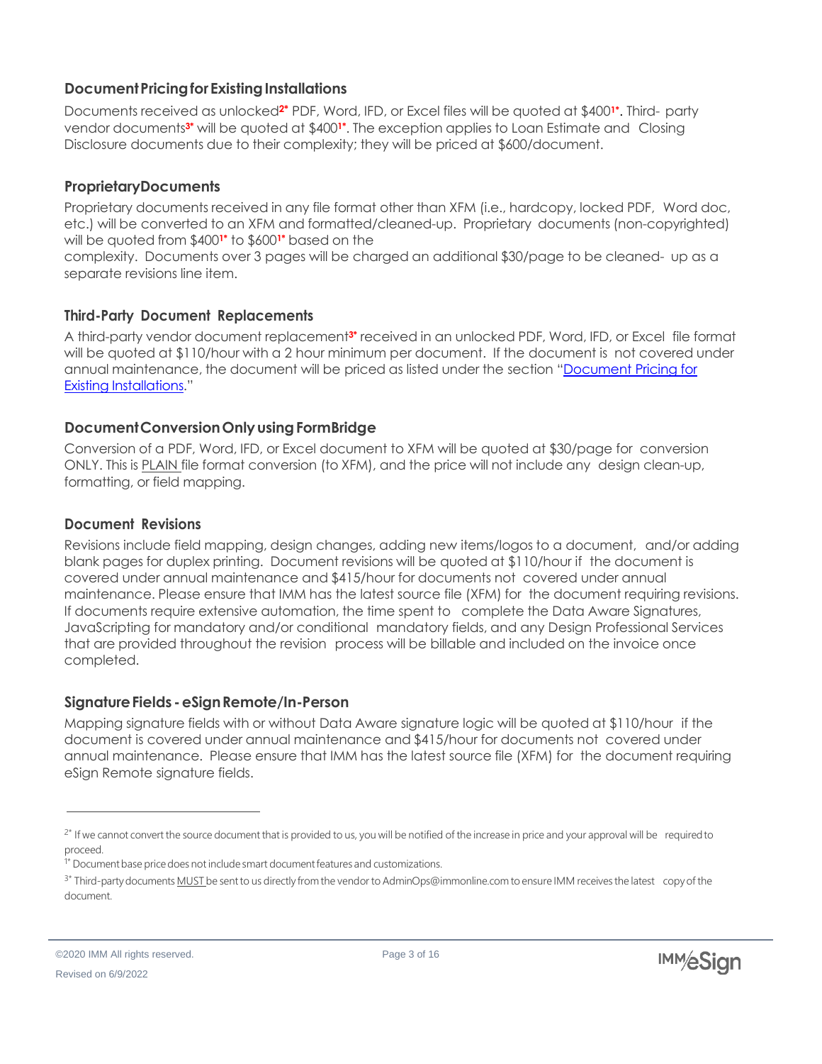### Document Pricing for Existing Installations

Documents received as unlocked[2*] PDF, Word, IFD, or Excel files will be quoted at $400[1*]. Third- party vendor documents[3*] will be quoted at $400[1*]. The exception applies to Loan Estimate and Closing Disclosure documents due to their complexity; they will be priced at $600/document.

### Proprietary Documents

Proprietary documents received in any file format other than XFM (i.e., hardcopy, locked PDF, Word doc, etc.) will be converted to an XFM and formatted/cleaned-up. Proprietary documents (non-copyrighted) will be quoted from $400[1*] to $600[1*] based on the complexity. Documents over 3 pages will be charged an additional $30/page to be cleaned- up as a separate revisions line item.

### Third-Party Document Replacements

A third-party vendor document replacement[3*] received in an unlocked PDF, Word, IFD, or Excel file format will be quoted at $110/hour with a 2 hour minimum per document. If the document is not covered under annual maintenance, the document will be priced as listed under the section "Document Pricing for Existing Installations."

### Document Conversion Only using FormBridge

Conversion of a PDF, Word, IFD, or Excel document to XFM will be quoted at $30/page for conversion ONLY. This is PLAIN file format conversion (to XFM), and the price will not include any design clean-up, formatting, or field mapping.

### Document Revisions

Revisions include field mapping, design changes, adding new items/logos to a document, and/or adding blank pages for duplex printing. Document revisions will be quoted at $110/hour if the document is covered under annual maintenance and $415/hour for documents not covered under annual maintenance. Please ensure that IMM has the latest source file (XFM) for the document requiring revisions. If documents require extensive automation, the time spent to complete the Data Aware Signatures, JavaScripting for mandatory and/or conditional mandatory fields, and any Design Professional Services that are provided throughout the revision process will be billable and included on the invoice once completed.

### Signature Fields - eSign Remote/In-Person

Mapping signature fields with or without Data Aware signature logic will be quoted at $110/hour if the document is covered under annual maintenance and $415/hour for documents not covered under annual maintenance. Please ensure that IMM has the latest source file (XFM) for the document requiring eSign Remote signature fields.

---

[2*] If we cannot convert the source document that is provided to us, you will be notified of the increase in price and your approval will be required to proceed.

[1*] Document base price does not include smart document features and customizations.

[3*] Third-party documents MUST be sent to us directly from the vendor to AdminOps@immonline.com to ensure IMM receives the latest copy of the document.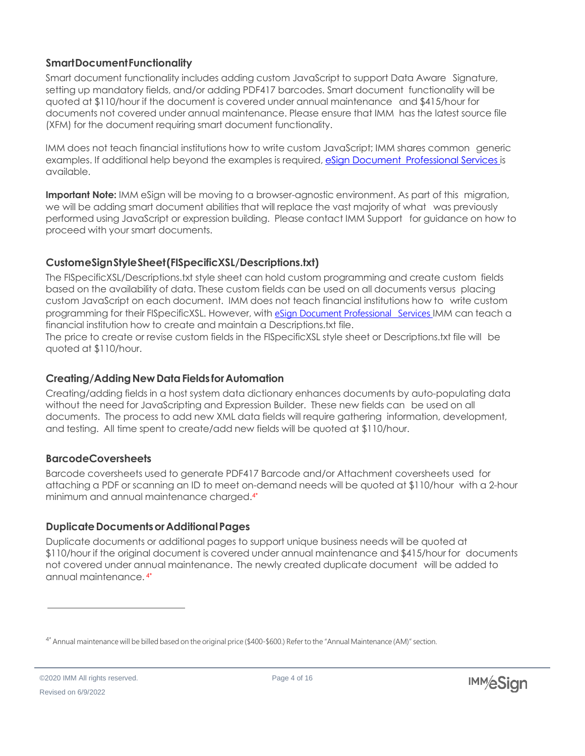### Smart Document Functionality

Smart document functionality includes adding custom JavaScript to support Data Aware Signature, setting up mandatory fields, and/or adding PDF417 barcodes. Smart document functionality will be quoted at $110/hour if the document is covered under annual maintenance and $415/hour for documents not covered under annual maintenance. Please ensure that IMM has the latest source file (XFM) for the document requiring smart document functionality.

IMM does not teach financial institutions how to write custom JavaScript; IMM shares common generic examples. If additional help beyond the examples is required, [eSign Document Professional Services] is available.

**Important Note:** IMM eSign will be moving to a browser-agnostic environment. As part of this migration, we will be adding smart document abilities that will replace the vast majority of what was previously performed using JavaScript or expression building. Please contact IMM Support for guidance on how to proceed with your smart documents.

### Custom eSign Style Sheet (FISpecificXSL/Descriptions.txt)

The FISpecificXSL/Descriptions.txt style sheet can hold custom programming and create custom fields based on the availability of data. These custom fields can be used on all documents versus placing custom JavaScript on each document. IMM does not teach financial institutions how to write custom programming for their FISpecificXSL. However, with [eSign Document Professional Services] IMM can teach a financial institution how to create and maintain a Descriptions.txt file.

The price to create or revise custom fields in the FISpecificXSL style sheet or Descriptions.txt file will be quoted at $110/hour.

### Creating/Adding New Data Fields for Automation

Creating/adding fields in a host system data dictionary enhances documents by auto-populating data without the need for JavaScripting and Expression Builder. These new fields can be used on all documents. The process to add new XML data fields will require gathering information, development, and testing. All time spent to create/add new fields will be quoted at $110/hour.

### Barcode Coversheets

Barcode coversheets used to generate PDF417 Barcode and/or Attachment coversheets used for attaching a PDF or scanning an ID to meet on-demand needs will be quoted at $110/hour with a 2-hour minimum and annual maintenance charged.[4*]

### Duplicate Documents or Additional Pages

Duplicate documents or additional pages to support unique business needs will be quoted at $110/hour if the original document is covered under annual maintenance and $415/hour for documents not covered under annual maintenance. The newly created duplicate document will be added to annual maintenance.[4*]

---

[4*] Annual maintenance will be billed based on the original price ($400-$600.) Refer to the "Annual Maintenance (AM)" section.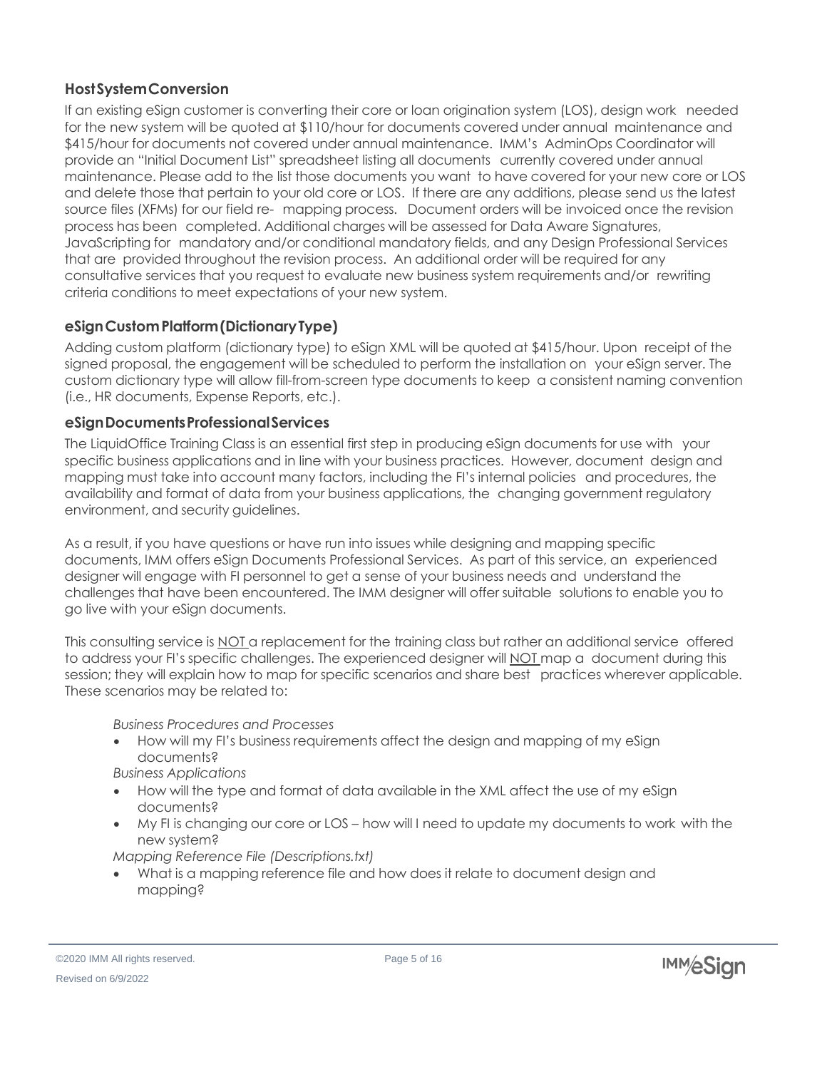## Host System Conversion

If an existing eSign customer is converting their core or loan origination system (LOS), design work needed for the new system will be quoted at $110/hour for documents covered under annual maintenance and $415/hour for documents not covered under annual maintenance. IMM's AdminOps Coordinator will provide an "Initial Document List" spreadsheet listing all documents currently covered under annual maintenance. Please add to the list those documents you want to have covered for your new core or LOS and delete those that pertain to your old core or LOS. If there are any additions, please send us the latest source files (XFMs) for our field re- mapping process. Document orders will be invoiced once the revision process has been completed. Additional charges will be assessed for Data Aware Signatures, JavaScripting for mandatory and/or conditional mandatory fields, and any Design Professional Services that are provided throughout the revision process. An additional order will be required for any consultative services that you request to evaluate new business system requirements and/or rewriting criteria conditions to meet expectations of your new system.

## eSign Custom Platform (Dictionary Type)

Adding custom platform (dictionary type) to eSign XML will be quoted at $415/hour. Upon receipt of the signed proposal, the engagement will be scheduled to perform the installation on your eSign server. The custom dictionary type will allow fill-from-screen type documents to keep a consistent naming convention (i.e., HR documents, Expense Reports, etc.).

## eSign Documents Professional Services

The LiquidOffice Training Class is an essential first step in producing eSign documents for use with your specific business applications and in line with your business practices. However, document design and mapping must take into account many factors, including the FI's internal policies and procedures, the availability and format of data from your business applications, the changing government regulatory environment, and security guidelines.

As a result, if you have questions or have run into issues while designing and mapping specific documents, IMM offers eSign Documents Professional Services. As part of this service, an experienced designer will engage with FI personnel to get a sense of your business needs and understand the challenges that have been encountered. The IMM designer will offer suitable solutions to enable you to go live with your eSign documents.

This consulting service is <u>NOT</u> a replacement for the training class but rather an additional service offered to address your FI's specific challenges. The experienced designer will <u>NOT</u> map a document during this session; they will explain how to map for specific scenarios and share best practices wherever applicable. These scenarios may be related to:

*Business Procedures and Processes*

- How will my FI's business requirements affect the design and mapping of my eSign documents?

*Business Applications*

- How will the type and format of data available in the XML affect the use of my eSign documents?
- My FI is changing our core or LOS – how will I need to update my documents to work with the new system?

*Mapping Reference File (Descriptions.txt)*

- What is a mapping reference file and how does it relate to document design and mapping?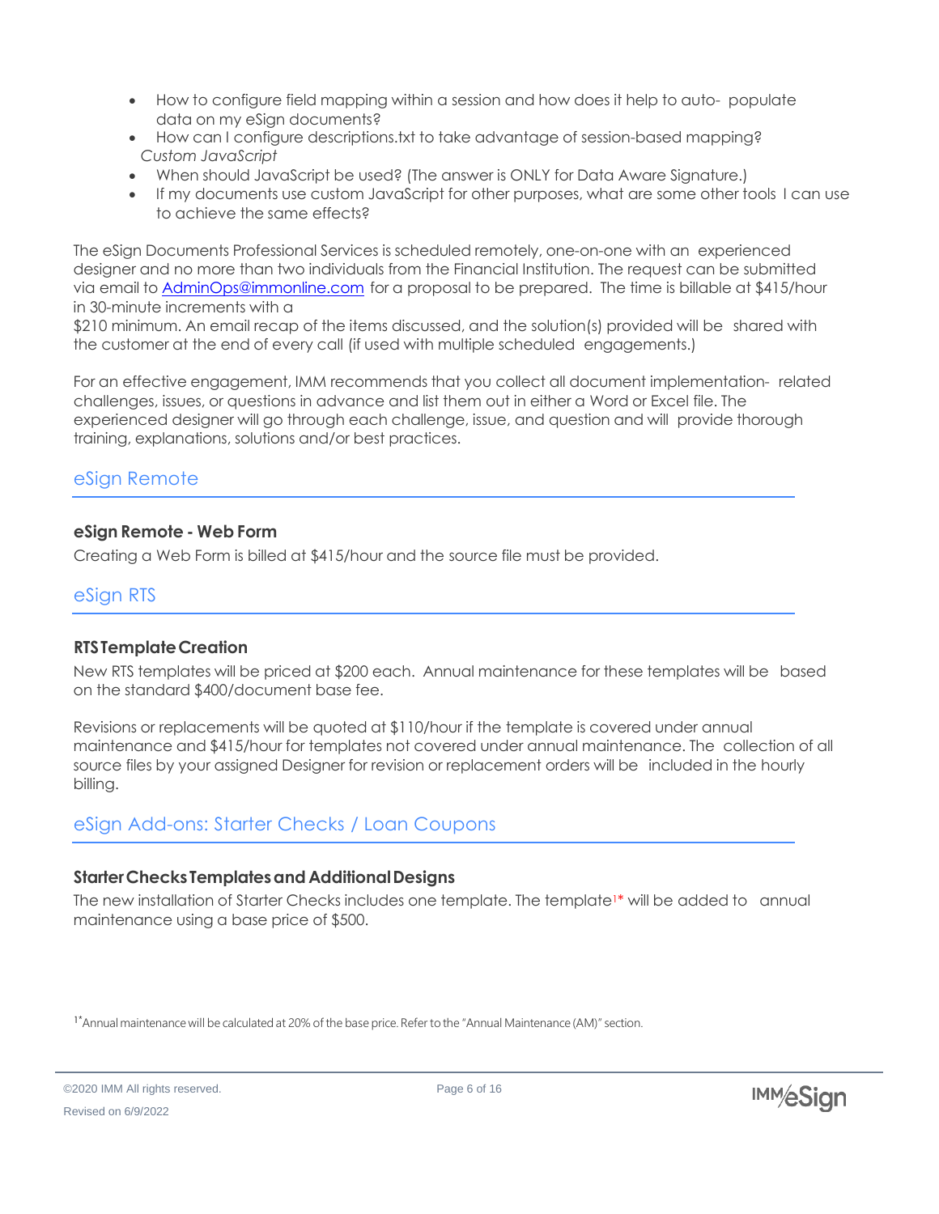- How to configure field mapping within a session and how does it help to auto- populate data on my eSign documents?
- How can I configure descriptions.txt to take advantage of session-based mapping?

*Custom JavaScript*

- When should JavaScript be used? (The answer is ONLY for Data Aware Signature.)
- If my documents use custom JavaScript for other purposes, what are some other tools I can use to achieve the same effects?

The eSign Documents Professional Services is scheduled remotely, one-on-one with an experienced designer and no more than two individuals from the Financial Institution. The request can be submitted via email to AdminOps@immonline.com for a proposal to be prepared. The time is billable at $415/hour in 30-minute increments with a $210 minimum. An email recap of the items discussed, and the solution(s) provided will be shared with the customer at the end of every call (if used with multiple scheduled engagements.)

For an effective engagement, IMM recommends that you collect all document implementation- related challenges, issues, or questions in advance and list them out in either a Word or Excel file. The experienced designer will go through each challenge, issue, and question and will provide thorough training, explanations, solutions and/or best practices.

## eSign Remote

### eSign Remote - Web Form

Creating a Web Form is billed at $415/hour and the source file must be provided.

## eSign RTS

### RTS Template Creation

New RTS templates will be priced at $200 each. Annual maintenance for these templates will be based on the standard $400/document base fee.

Revisions or replacements will be quoted at $110/hour if the template is covered under annual maintenance and $415/hour for templates not covered under annual maintenance. The collection of all source files by your assigned Designer for revision or replacement orders will be included in the hourly billing.

## eSign Add-ons: Starter Checks / Loan Coupons

### Starter Checks Templates and Additional Designs

The new installation of Starter Checks includes one template. The template[1]* will be added to annual maintenance using a base price of $500.

[1]* Annual maintenance will be calculated at 20% of the base price. Refer to the "Annual Maintenance (AM)" section.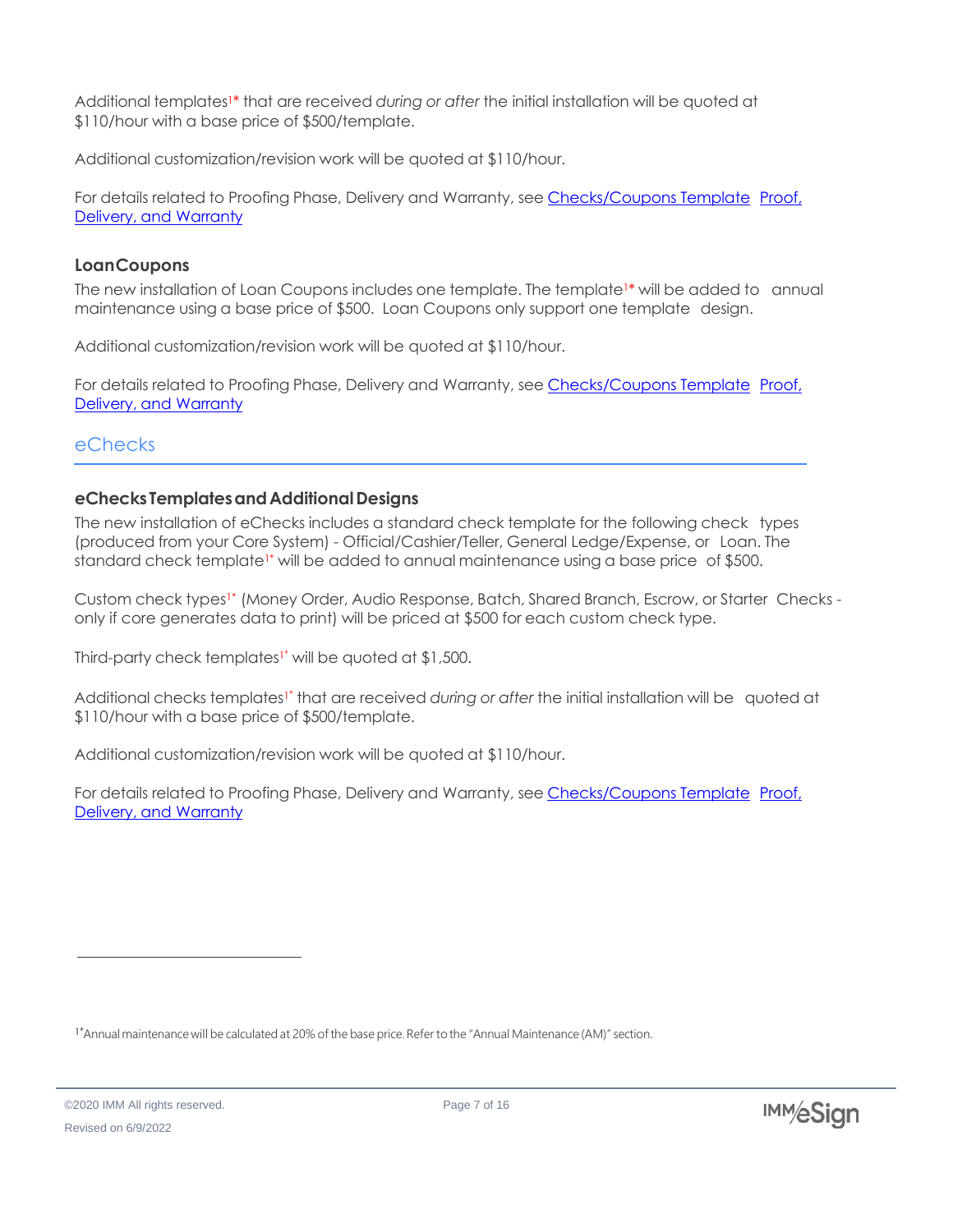Additional templates[1*] that are received *during or after* the initial installation will be quoted at $110/hour with a base price of $500/template.

Additional customization/revision work will be quoted at $110/hour.

For details related to Proofing Phase, Delivery and Warranty, see [Checks/Coupons Template Proof, Delivery, and Warranty]

### Loan Coupons

The new installation of Loan Coupons includes one template. The template[1*] will be added to annual maintenance using a base price of $500. Loan Coupons only support one template design.

Additional customization/revision work will be quoted at $110/hour.

For details related to Proofing Phase, Delivery and Warranty, see [Checks/Coupons Template Proof, Delivery, and Warranty]

## eChecks

### eChecks Templates and Additional Designs

The new installation of eChecks includes a standard check template for the following check types (produced from your Core System) - Official/Cashier/Teller, General Ledge/Expense, or Loan. The standard check template[1*] will be added to annual maintenance using a base price of $500.

Custom check types[1*] (Money Order, Audio Response, Batch, Shared Branch, Escrow, or Starter Checks - only if core generates data to print) will be priced at $500 for each custom check type.

Third-party check templates[1*] will be quoted at $1,500.

Additional checks templates[1*] that are received *during or after* the initial installation will be quoted at $110/hour with a base price of $500/template.

Additional customization/revision work will be quoted at $110/hour.

For details related to Proofing Phase, Delivery and Warranty, see [Checks/Coupons Template Proof, Delivery, and Warranty]

---

[1*] Annual maintenance will be calculated at 20% of the base price. Refer to the "Annual Maintenance (AM)" section.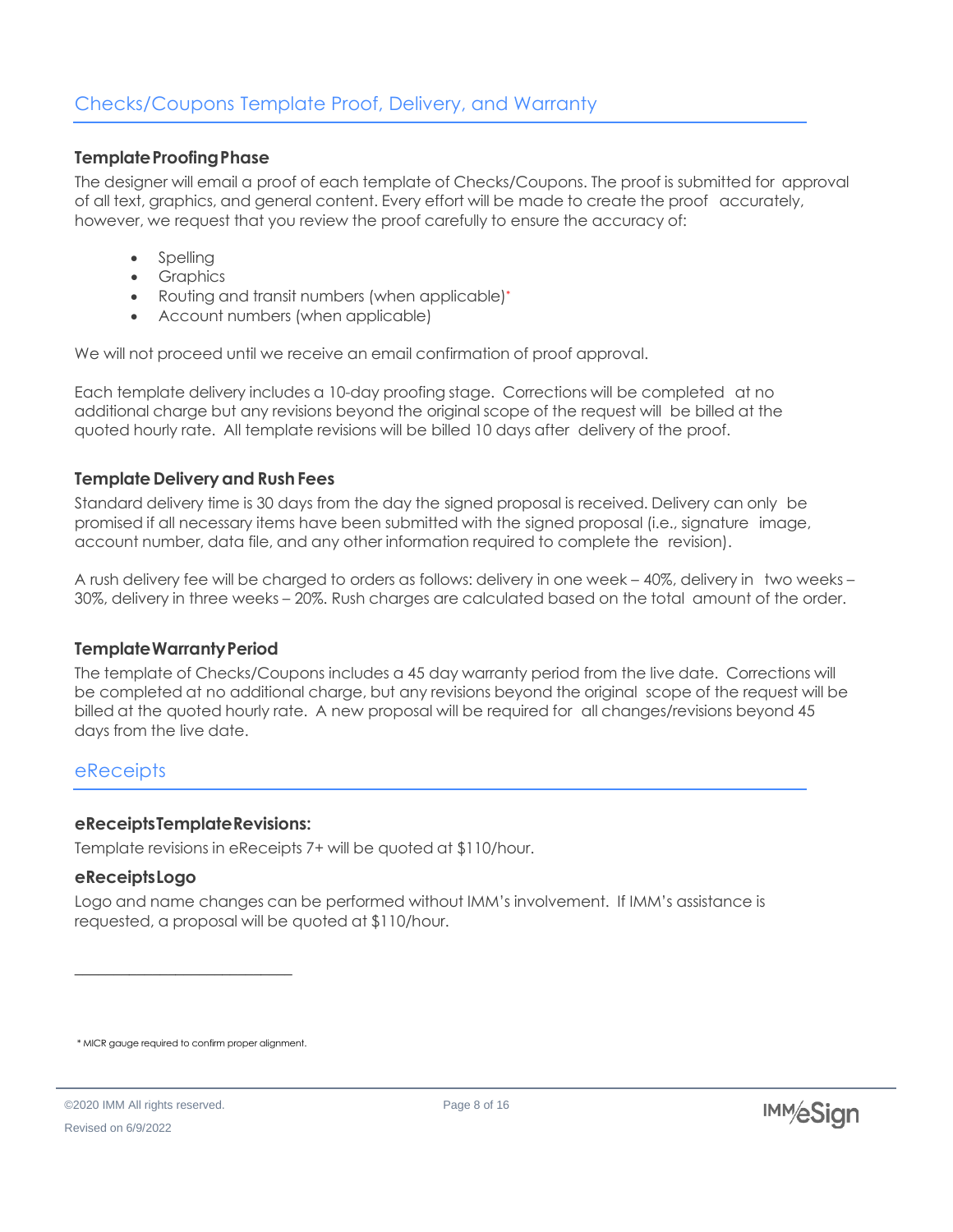## Checks/Coupons Template Proof, Delivery, and Warranty

### Template Proofing Phase

The designer will email a proof of each template of Checks/Coupons. The proof is submitted for approval of all text, graphics, and general content. Every effort will be made to create the proof accurately, however, we request that you review the proof carefully to ensure the accuracy of:

- Spelling
- Graphics
- Routing and transit numbers (when applicable)*
- Account numbers (when applicable)

We will not proceed until we receive an email confirmation of proof approval.

Each template delivery includes a 10-day proofing stage. Corrections will be completed at no additional charge but any revisions beyond the original scope of the request will be billed at the quoted hourly rate. All template revisions will be billed 10 days after delivery of the proof.

### Template Delivery and Rush Fees

Standard delivery time is 30 days from the day the signed proposal is received. Delivery can only be promised if all necessary items have been submitted with the signed proposal (i.e., signature image, account number, data file, and any other information required to complete the revision).

A rush delivery fee will be charged to orders as follows: delivery in one week – 40%, delivery in two weeks – 30%, delivery in three weeks – 20%. Rush charges are calculated based on the total amount of the order.

### Template Warranty Period

The template of Checks/Coupons includes a 45 day warranty period from the live date. Corrections will be completed at no additional charge, but any revisions beyond the original scope of the request will be billed at the quoted hourly rate. A new proposal will be required for all changes/revisions beyond 45 days from the live date.

## eReceipts

### eReceipts Template Revisions:

Template revisions in eReceipts 7+ will be quoted at $110/hour.

### eReceipts Logo

Logo and name changes can be performed without IMM's involvement. If IMM's assistance is requested, a proposal will be quoted at $110/hour.

---

* MICR gauge required to confirm proper alignment.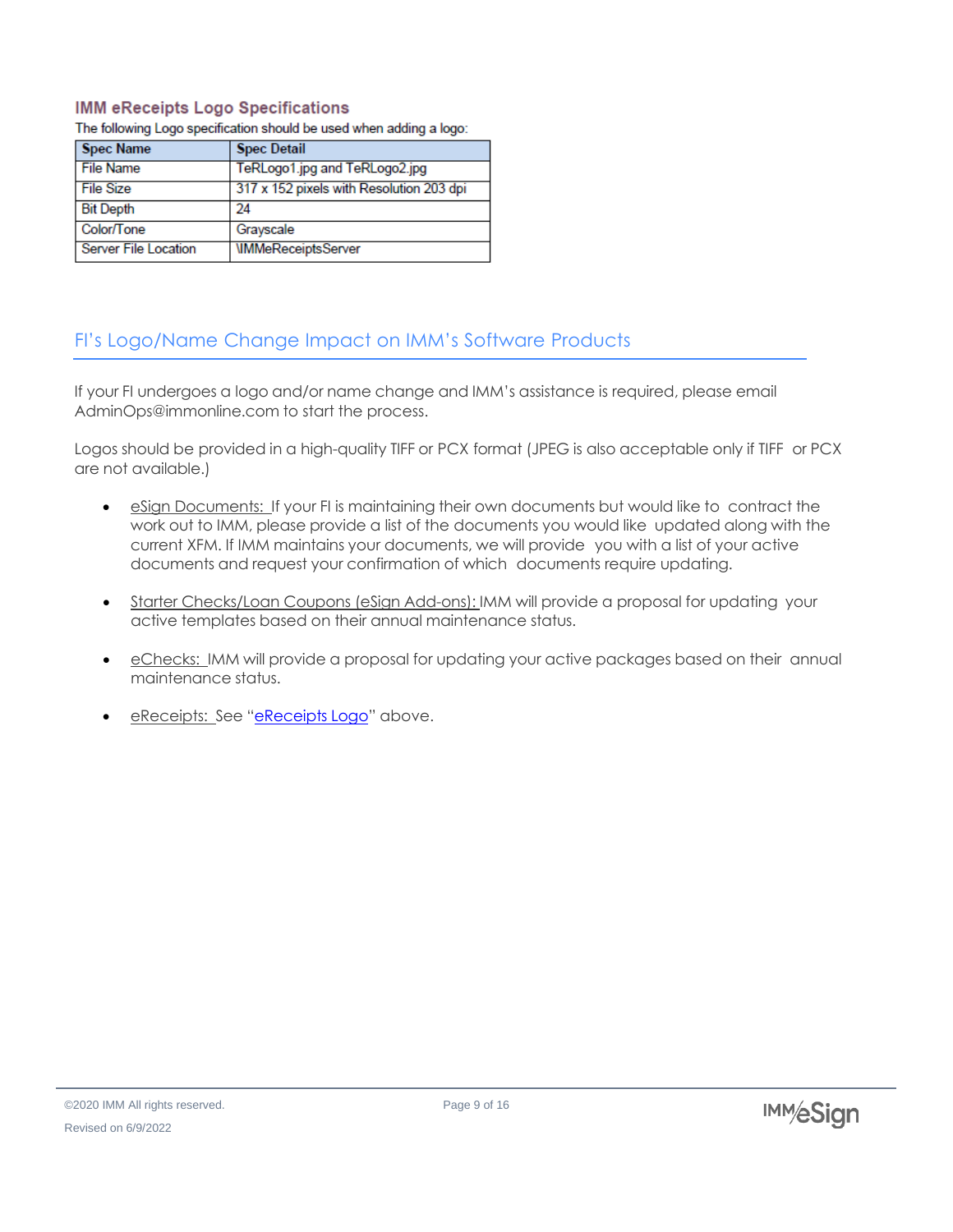### IMM eReceipts Logo Specifications

The following Logo specification should be used when adding a logo:

| Spec Name | Spec Detail |
|---|---|
| File Name | TeRLogo1.jpg and TeRLogo2.jpg |
| File Size | 317 x 152 pixels with Resolution 203 dpi |
| Bit Depth | 24 |
| Color/Tone | Grayscale |
| Server File Location | \IMMeReceiptsServer |

## FI's Logo/Name Change Impact on IMM's Software Products

If your FI undergoes a logo and/or name change and IMM's assistance is required, please email AdminOps@immonline.com to start the process.

Logos should be provided in a high-quality TIFF or PCX format (JPEG is also acceptable only if TIFF or PCX are not available.)

- eSign Documents: If your FI is maintaining their own documents but would like to contract the work out to IMM, please provide a list of the documents you would like updated along with the current XFM. If IMM maintains your documents, we will provide you with a list of your active documents and request your confirmation of which documents require updating.
- Starter Checks/Loan Coupons (eSign Add-ons): IMM will provide a proposal for updating your active templates based on their annual maintenance status.
- eChecks: IMM will provide a proposal for updating your active packages based on their annual maintenance status.
- eReceipts: See "eReceipts Logo" above.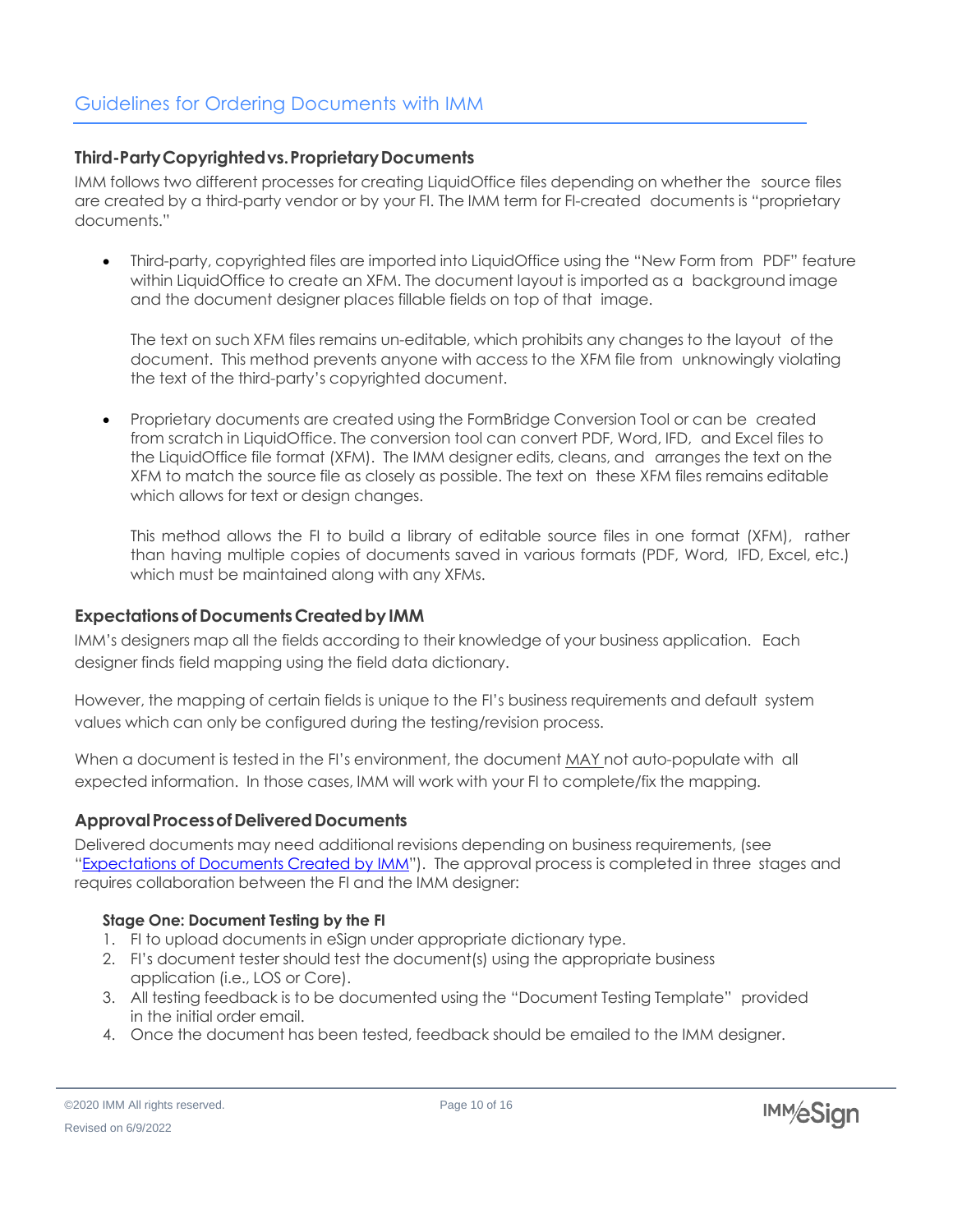# Guidelines for Ordering Documents with IMM

### Third-Party Copyrighted vs. Proprietary Documents

IMM follows two different processes for creating LiquidOffice files depending on whether the source files are created by a third-party vendor or by your FI. The IMM term for FI-created documents is "proprietary documents."

- Third-party, copyrighted files are imported into LiquidOffice using the "New Form from PDF" feature within LiquidOffice to create an XFM. The document layout is imported as a background image and the document designer places fillable fields on top of that image.

  The text on such XFM files remains un-editable, which prohibits any changes to the layout of the document. This method prevents anyone with access to the XFM file from unknowingly violating the text of the third-party's copyrighted document.

- Proprietary documents are created using the FormBridge Conversion Tool or can be created from scratch in LiquidOffice. The conversion tool can convert PDF, Word, IFD, and Excel files to the LiquidOffice file format (XFM). The IMM designer edits, cleans, and arranges the text on the XFM to match the source file as closely as possible. The text on these XFM files remains editable which allows for text or design changes.

  This method allows the FI to build a library of editable source files in one format (XFM), rather than having multiple copies of documents saved in various formats (PDF, Word, IFD, Excel, etc.) which must be maintained along with any XFMs.

### Expectations of Documents Created by IMM

IMM's designers map all the fields according to their knowledge of your business application. Each designer finds field mapping using the field data dictionary.

However, the mapping of certain fields is unique to the FI's business requirements and default system values which can only be configured during the testing/revision process.

When a document is tested in the FI's environment, the document <u>MAY</u> not auto-populate with all expected information. In those cases, IMM will work with your FI to complete/fix the mapping.

### Approval Process of Delivered Documents

Delivered documents may need additional revisions depending on business requirements, (see "Expectations of Documents Created by IMM"). The approval process is completed in three stages and requires collaboration between the FI and the IMM designer:

**Stage One: Document Testing by the FI**

1. FI to upload documents in eSign under appropriate dictionary type.
2. FI's document tester should test the document(s) using the appropriate business application (i.e., LOS or Core).
3. All testing feedback is to be documented using the "Document Testing Template" provided in the initial order email.
4. Once the document has been tested, feedback should be emailed to the IMM designer.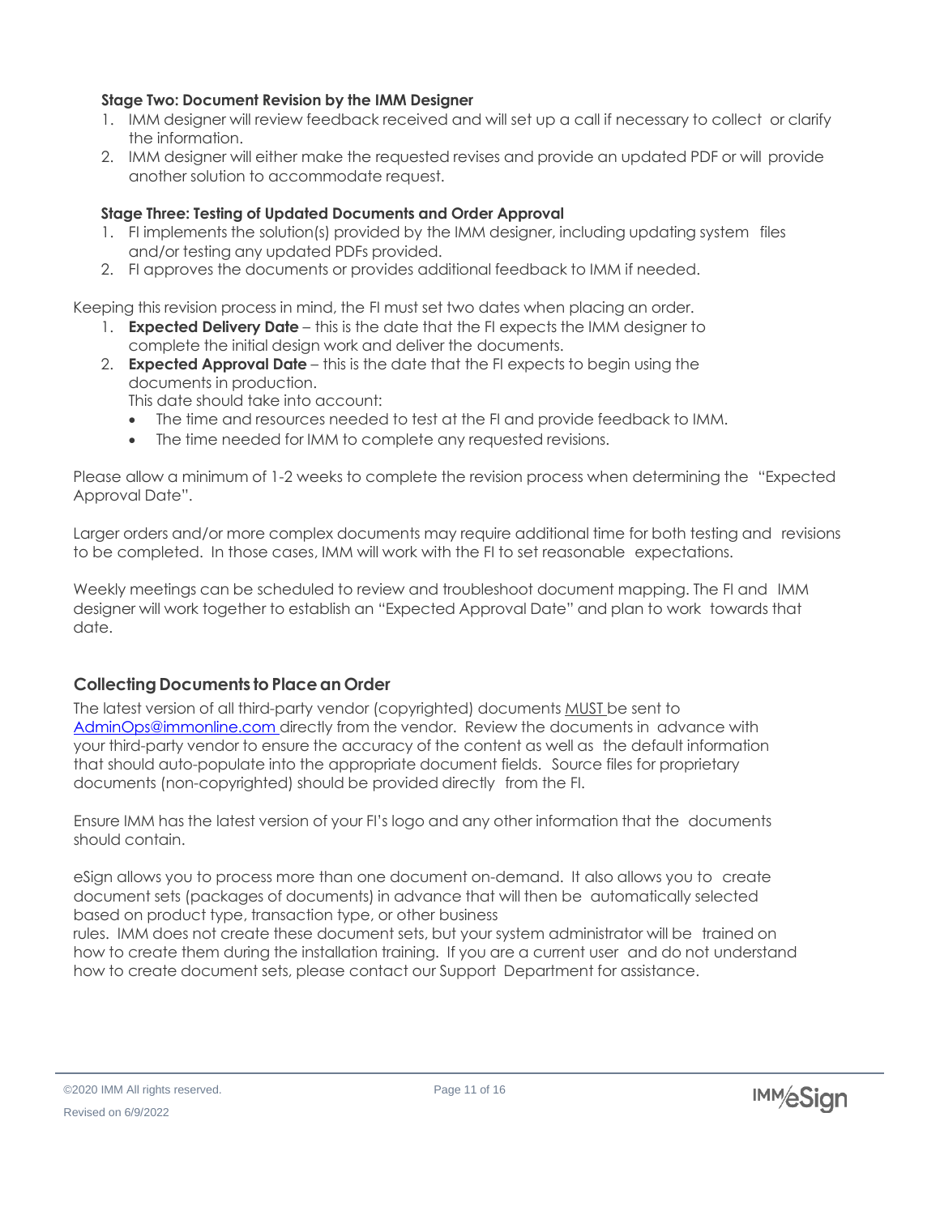#### Stage Two: Document Revision by the IMM Designer

1. IMM designer will review feedback received and will set up a call if necessary to collect or clarify the information.
2. IMM designer will either make the requested revises and provide an updated PDF or will provide another solution to accommodate request.

#### Stage Three: Testing of Updated Documents and Order Approval

1. FI implements the solution(s) provided by the IMM designer, including updating system files and/or testing any updated PDFs provided.
2. FI approves the documents or provides additional feedback to IMM if needed.

Keeping this revision process in mind, the FI must set two dates when placing an order.

1. **Expected Delivery Date** – this is the date that the FI expects the IMM designer to complete the initial design work and deliver the documents.
2. **Expected Approval Date** – this is the date that the FI expects to begin using the documents in production.
   This date should take into account:
   - The time and resources needed to test at the FI and provide feedback to IMM.
   - The time needed for IMM to complete any requested revisions.

Please allow a minimum of 1-2 weeks to complete the revision process when determining the "Expected Approval Date".

Larger orders and/or more complex documents may require additional time for both testing and revisions to be completed. In those cases, IMM will work with the FI to set reasonable expectations.

Weekly meetings can be scheduled to review and troubleshoot document mapping. The FI and IMM designer will work together to establish an "Expected Approval Date" and plan to work towards that date.

## Collecting Documents to Place an Order

The latest version of all third-party vendor (copyrighted) documents MUST be sent to AdminOps@immonline.com directly from the vendor. Review the documents in advance with your third-party vendor to ensure the accuracy of the content as well as the default information that should auto-populate into the appropriate document fields. Source files for proprietary documents (non-copyrighted) should be provided directly from the FI.

Ensure IMM has the latest version of your FI's logo and any other information that the documents should contain.

eSign allows you to process more than one document on-demand. It also allows you to create document sets (packages of documents) in advance that will then be automatically selected based on product type, transaction type, or other business rules. IMM does not create these document sets, but your system administrator will be trained on how to create them during the installation training. If you are a current user and do not understand how to create document sets, please contact our Support Department for assistance.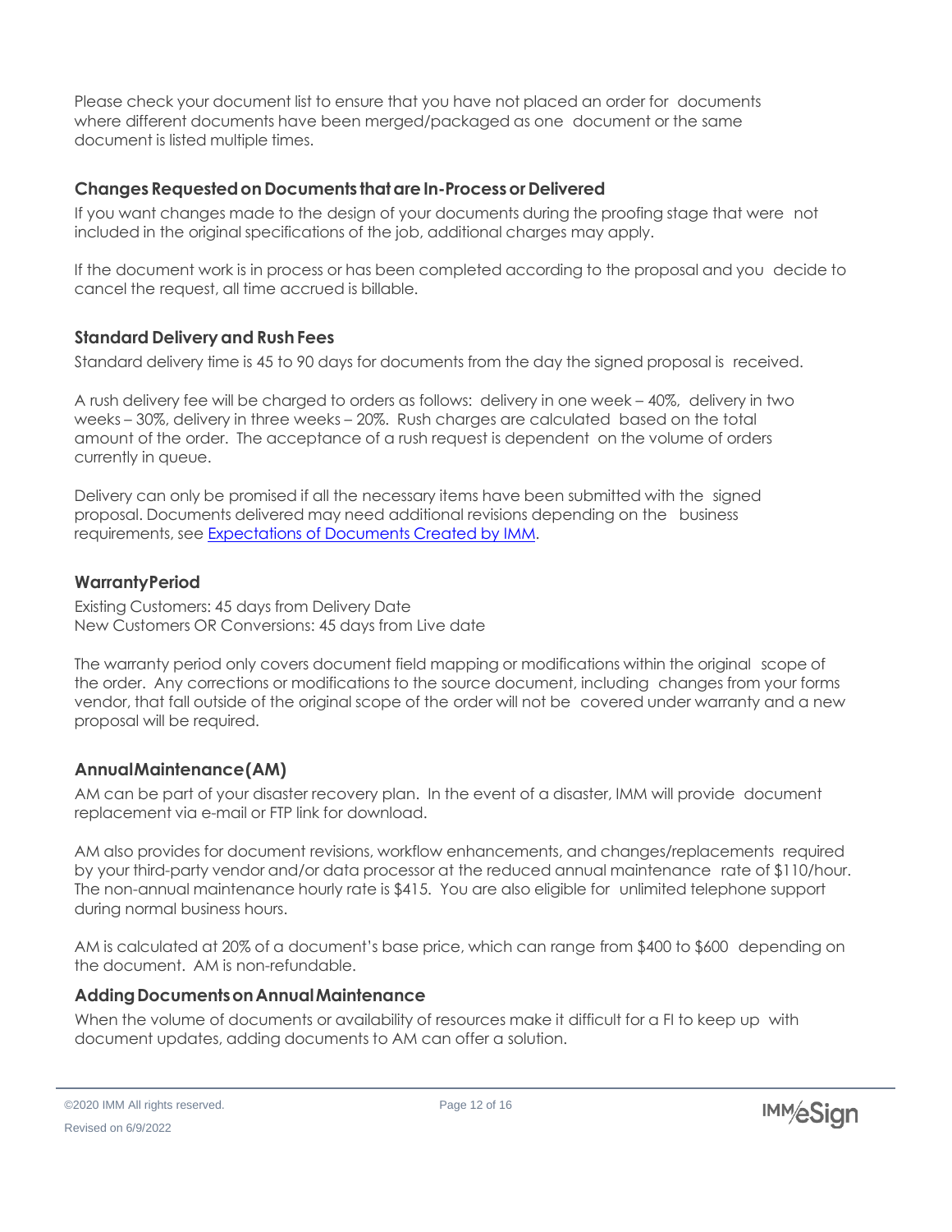Please check your document list to ensure that you have not placed an order for documents where different documents have been merged/packaged as one document or the same document is listed multiple times.

### Changes Requested on Documents that are In-Process or Delivered

If you want changes made to the design of your documents during the proofing stage that were not included in the original specifications of the job, additional charges may apply.

If the document work is in process or has been completed according to the proposal and you decide to cancel the request, all time accrued is billable.

### Standard Delivery and Rush Fees

Standard delivery time is 45 to 90 days for documents from the day the signed proposal is received.

A rush delivery fee will be charged to orders as follows: delivery in one week – 40%, delivery in two weeks – 30%, delivery in three weeks – 20%. Rush charges are calculated based on the total amount of the order. The acceptance of a rush request is dependent on the volume of orders currently in queue.

Delivery can only be promised if all the necessary items have been submitted with the signed proposal. Documents delivered may need additional revisions depending on the business requirements, see [Expectations of Documents Created by IMM](#).

### Warranty Period

Existing Customers: 45 days from Delivery Date
New Customers OR Conversions: 45 days from Live date

The warranty period only covers document field mapping or modifications within the original scope of the order. Any corrections or modifications to the source document, including changes from your forms vendor, that fall outside of the original scope of the order will not be covered under warranty and a new proposal will be required.

### Annual Maintenance (AM)

AM can be part of your disaster recovery plan. In the event of a disaster, IMM will provide document replacement via e-mail or FTP link for download.

AM also provides for document revisions, workflow enhancements, and changes/replacements required by your third-party vendor and/or data processor at the reduced annual maintenance rate of $110/hour. The non-annual maintenance hourly rate is $415. You are also eligible for unlimited telephone support during normal business hours.

AM is calculated at 20% of a document's base price, which can range from $400 to $600 depending on the document. AM is non-refundable.

### Adding Documents on Annual Maintenance

When the volume of documents or availability of resources make it difficult for a FI to keep up with document updates, adding documents to AM can offer a solution.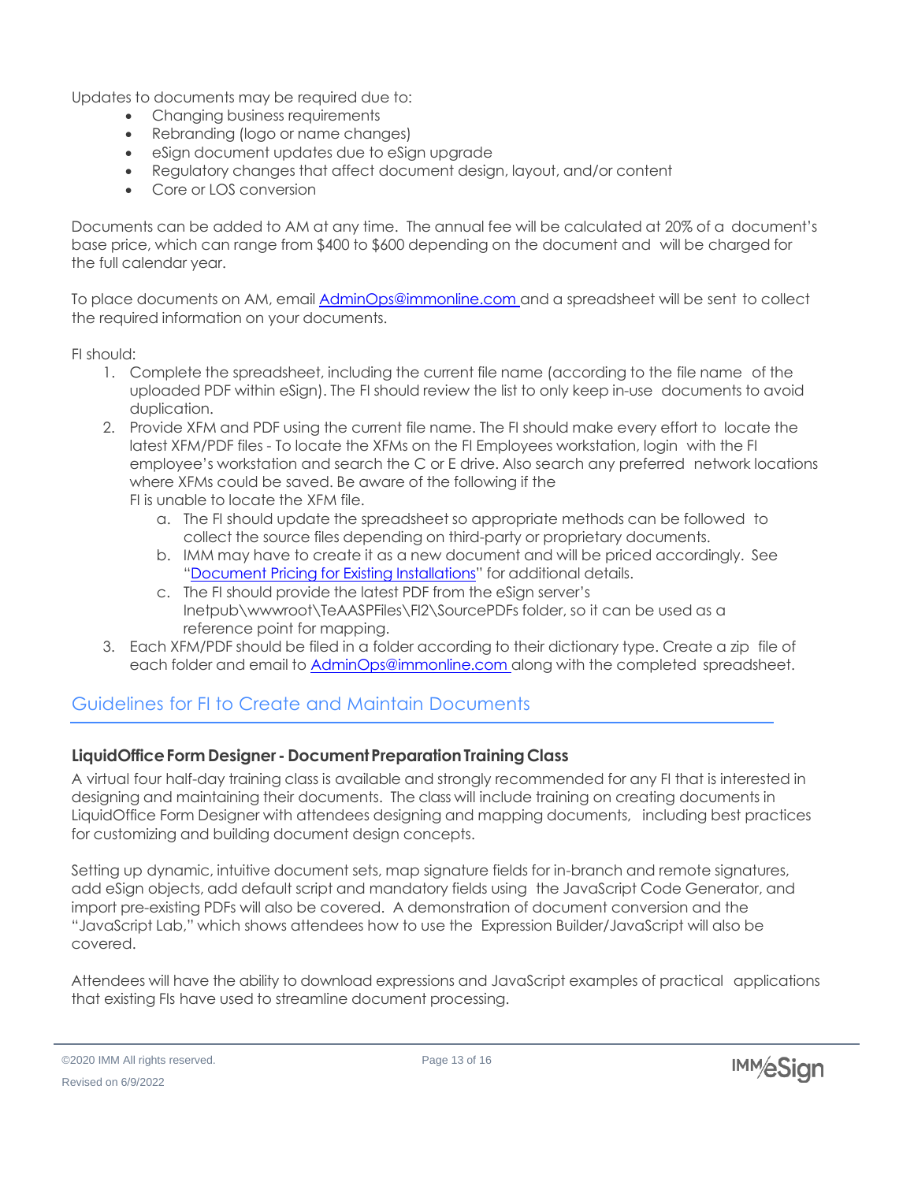Updates to documents may be required due to:

- Changing business requirements
- Rebranding (logo or name changes)
- eSign document updates due to eSign upgrade
- Regulatory changes that affect document design, layout, and/or content
- Core or LOS conversion

Documents can be added to AM at any time. The annual fee will be calculated at 20% of a document's base price, which can range from $400 to $600 depending on the document and will be charged for the full calendar year.

To place documents on AM, email AdminOps@immonline.com and a spreadsheet will be sent to collect the required information on your documents.

FI should:

1. Complete the spreadsheet, including the current file name (according to the file name of the uploaded PDF within eSign). The FI should review the list to only keep in-use documents to avoid duplication.
2. Provide XFM and PDF using the current file name. The FI should make every effort to locate the latest XFM/PDF files - To locate the XFMs on the FI Employees workstation, login with the FI employee's workstation and search the C or E drive. Also search any preferred network locations where XFMs could be saved. Be aware of the following if the FI is unable to locate the XFM file.
    a. The FI should update the spreadsheet so appropriate methods can be followed to collect the source files depending on third-party or proprietary documents.
    b. IMM may have to create it as a new document and will be priced accordingly. See "Document Pricing for Existing Installations" for additional details.
    c. The FI should provide the latest PDF from the eSign server's Inetpub\wwwroot\TeAASPFiles\FI2\SourcePDFs folder, so it can be used as a reference point for mapping.
3. Each XFM/PDF should be filed in a folder according to their dictionary type. Create a zip file of each folder and email to AdminOps@immonline.com along with the completed spreadsheet.

## Guidelines for FI to Create and Maintain Documents

### LiquidOffice Form Designer - Document Preparation Training Class

A virtual four half-day training class is available and strongly recommended for any FI that is interested in designing and maintaining their documents. The class will include training on creating documents in LiquidOffice Form Designer with attendees designing and mapping documents, including best practices for customizing and building document design concepts.

Setting up dynamic, intuitive document sets, map signature fields for in-branch and remote signatures, add eSign objects, add default script and mandatory fields using the JavaScript Code Generator, and import pre-existing PDFs will also be covered. A demonstration of document conversion and the "JavaScript Lab," which shows attendees how to use the Expression Builder/JavaScript will also be covered.

Attendees will have the ability to download expressions and JavaScript examples of practical applications that existing FIs have used to streamline document processing.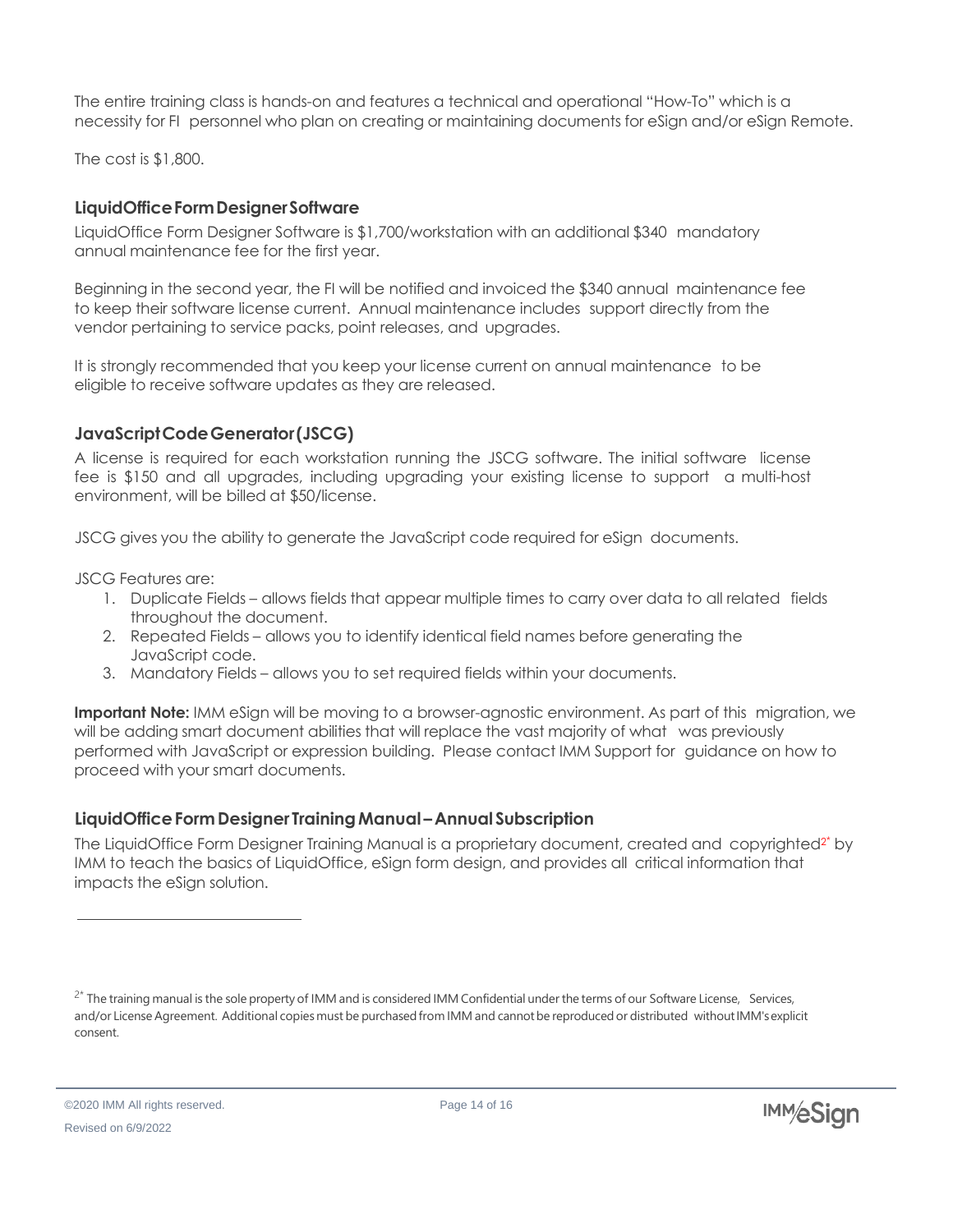The entire training class is hands-on and features a technical and operational "How-To" which is a necessity for FI personnel who plan on creating or maintaining documents for eSign and/or eSign Remote.

The cost is $1,800.

### LiquidOffice Form Designer Software

LiquidOffice Form Designer Software is $1,700/workstation with an additional $340 mandatory annual maintenance fee for the first year.

Beginning in the second year, the FI will be notified and invoiced the $340 annual maintenance fee to keep their software license current. Annual maintenance includes support directly from the vendor pertaining to service packs, point releases, and upgrades.

It is strongly recommended that you keep your license current on annual maintenance to be eligible to receive software updates as they are released.

### JavaScript Code Generator (JSCG)

A license is required for each workstation running the JSCG software. The initial software license fee is $150 and all upgrades, including upgrading your existing license to support a multi-host environment, will be billed at $50/license.

JSCG gives you the ability to generate the JavaScript code required for eSign documents.

JSCG Features are:

1. Duplicate Fields – allows fields that appear multiple times to carry over data to all related fields throughout the document.
2. Repeated Fields – allows you to identify identical field names before generating the JavaScript code.
3. Mandatory Fields – allows you to set required fields within your documents.

**Important Note:** IMM eSign will be moving to a browser-agnostic environment. As part of this migration, we will be adding smart document abilities that will replace the vast majority of what was previously performed with JavaScript or expression building. Please contact IMM Support for guidance on how to proceed with your smart documents.

### LiquidOffice Form Designer Training Manual – Annual Subscription

The LiquidOffice Form Designer Training Manual is a proprietary document, created and copyrighted[2*] by IMM to teach the basics of LiquidOffice, eSign form design, and provides all critical information that impacts the eSign solution.

---

[2*] The training manual is the sole property of IMM and is considered IMM Confidential under the terms of our Software License, Services, and/or License Agreement. Additional copies must be purchased from IMM and cannot be reproduced or distributed without IMM's explicit consent.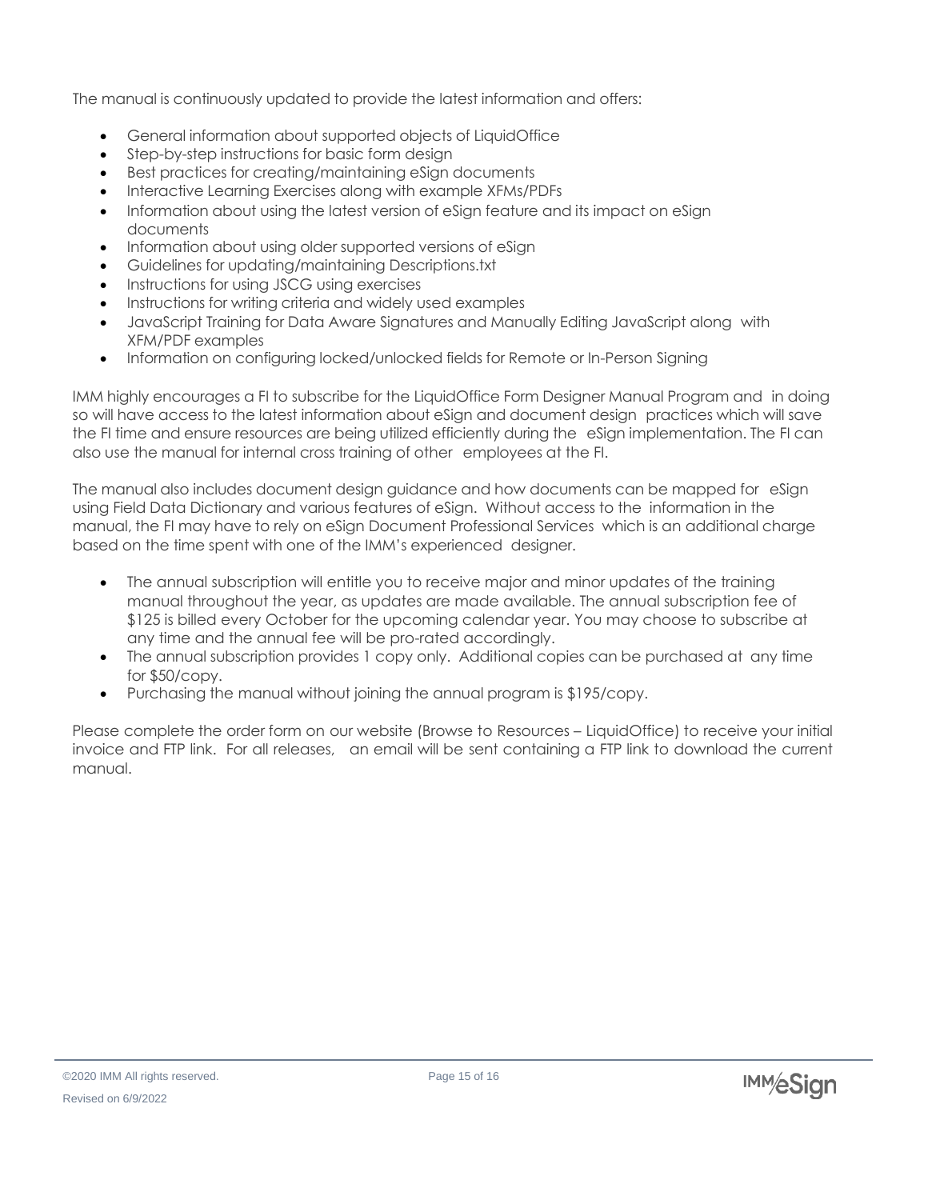The manual is continuously updated to provide the latest information and offers:

- General information about supported objects of LiquidOffice
- Step-by-step instructions for basic form design
- Best practices for creating/maintaining eSign documents
- Interactive Learning Exercises along with example XFMs/PDFs
- Information about using the latest version of eSign feature and its impact on eSign documents
- Information about using older supported versions of eSign
- Guidelines for updating/maintaining Descriptions.txt
- Instructions for using JSCG using exercises
- Instructions for writing criteria and widely used examples
- JavaScript Training for Data Aware Signatures and Manually Editing JavaScript along with XFM/PDF examples
- Information on configuring locked/unlocked fields for Remote or In-Person Signing

IMM highly encourages a FI to subscribe for the LiquidOffice Form Designer Manual Program and in doing so will have access to the latest information about eSign and document design practices which will save the FI time and ensure resources are being utilized efficiently during the eSign implementation. The FI can also use the manual for internal cross training of other employees at the FI.

The manual also includes document design guidance and how documents can be mapped for eSign using Field Data Dictionary and various features of eSign. Without access to the information in the manual, the FI may have to rely on eSign Document Professional Services which is an additional charge based on the time spent with one of the IMM's experienced designer.

- The annual subscription will entitle you to receive major and minor updates of the training manual throughout the year, as updates are made available. The annual subscription fee of $125 is billed every October for the upcoming calendar year. You may choose to subscribe at any time and the annual fee will be pro-rated accordingly.
- The annual subscription provides 1 copy only. Additional copies can be purchased at any time for $50/copy.
- Purchasing the manual without joining the annual program is $195/copy.

Please complete the order form on our website (Browse to Resources – LiquidOffice) to receive your initial invoice and FTP link. For all releases, an email will be sent containing a FTP link to download the current manual.